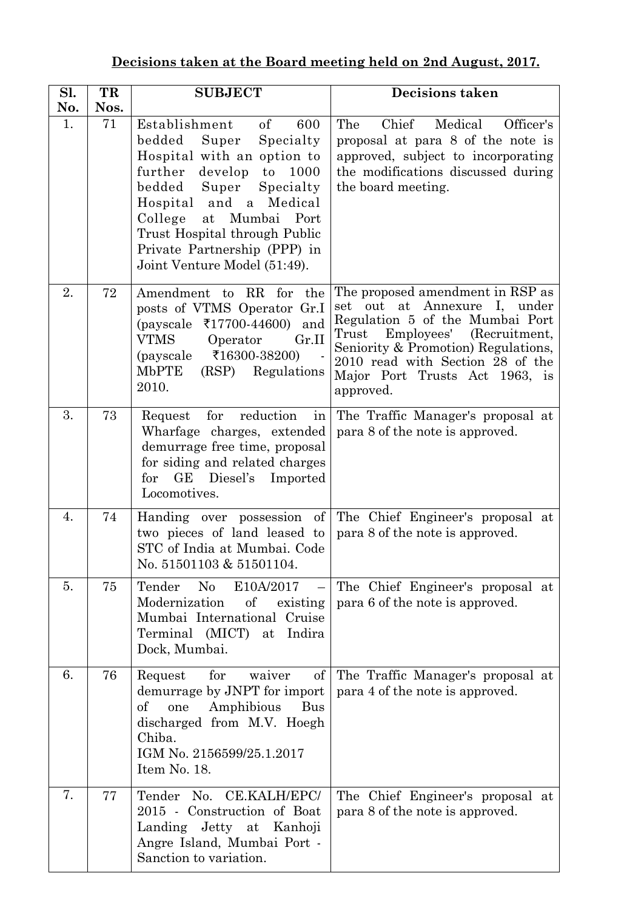**Decisions taken at the Board meeting held on 2nd August, 2017.**

| Sl. No. | TR Nos. | SUBJECT | Decisions taken |
|---|---|---|---|
| 1. | 71 | Establishment of 600 bedded Super Specialty Hospital with an option to further develop to 1000 bedded Super Specialty Hospital and a Medical College at Mumbai Port Trust Hospital through Public Private Partnership (PPP) in Joint Venture Model (51:49). | The Chief Medical Officer's proposal at para 8 of the note is approved, subject to incorporating the modifications discussed during the board meeting. |
| 2. | 72 | Amendment to RR for the posts of VTMS Operator Gr.I (payscale ₹17700-44600) and VTMS Operator Gr.II (payscale ₹16300-38200) - MbPTE (RSP) Regulations 2010. | The proposed amendment in RSP as set out at Annexure I, under Regulation 5 of the Mumbai Port Trust Employees' (Recruitment, Seniority & Promotion) Regulations, 2010 read with Section 28 of the Major Port Trusts Act 1963, is approved. |
| 3. | 73 | Request for reduction in Wharfage charges, extended demurrage free time, proposal for siding and related charges for GE Diesel's Imported Locomotives. | The Traffic Manager's proposal at para 8 of the note is approved. |
| 4. | 74 | Handing over possession of two pieces of land leased to STC of India at Mumbai. Code No. 51501103 & 51501104. | The Chief Engineer's proposal at para 8 of the note is approved. |
| 5. | 75 | Tender No E10A/2017 – Modernization of existing Mumbai International Cruise Terminal (MICT) at Indira Dock, Mumbai. | The Chief Engineer's proposal at para 6 of the note is approved. |
| 6. | 76 | Request for waiver of demurrage by JNPT for import of one Amphibious Bus discharged from M.V. Hoegh Chiba.<br>IGM No. 2156599/25.1.2017 Item No. 18. | The Traffic Manager's proposal at para 4 of the note is approved. |
| 7. | 77 | Tender No. CE.KALH/EPC/ 2015 - Construction of Boat Landing Jetty at Kanhoji Angre Island, Mumbai Port - Sanction to variation. | The Chief Engineer's proposal at para 8 of the note is approved. |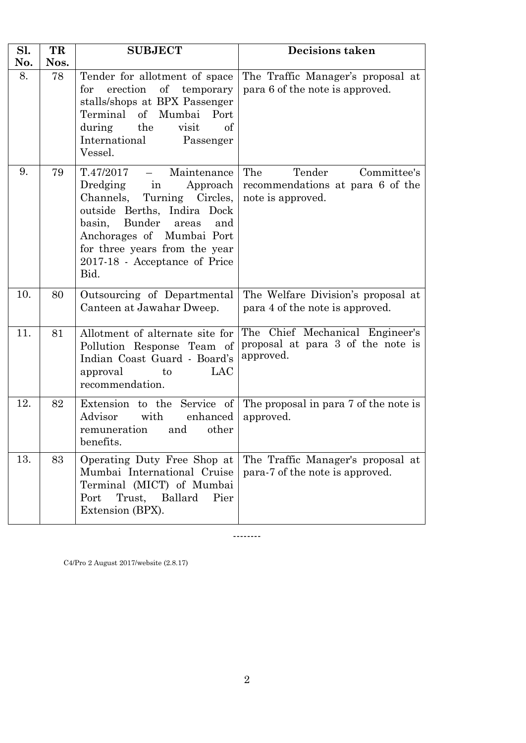| Sl. No. | TR Nos. | SUBJECT | Decisions taken |
|---|---|---|---|
| 8. | 78 | Tender for allotment of space for erection of temporary stalls/shops at BPX Passenger Terminal of Mumbai Port during the visit of International Passenger Vessel. | The Traffic Manager's proposal at para 6 of the note is approved. |
| 9. | 79 | T.47/2017 – Maintenance Dredging in Approach Channels, Turning Circles, outside Berths, Indira Dock basin, Bunder areas and Anchorages of Mumbai Port for three years from the year 2017-18 - Acceptance of Price Bid. | The Tender Committee's recommendations at para 6 of the note is approved. |
| 10. | 80 | Outsourcing of Departmental Canteen at Jawahar Dweep. | The Welfare Division's proposal at para 4 of the note is approved. |
| 11. | 81 | Allotment of alternate site for Pollution Response Team of Indian Coast Guard - Board's approval to LAC recommendation. | The Chief Mechanical Engineer's proposal at para 3 of the note is approved. |
| 12. | 82 | Extension to the Service of Advisor with enhanced remuneration and other benefits. | The proposal in para 7 of the note is approved. |
| 13. | 83 | Operating Duty Free Shop at Mumbai International Cruise Terminal (MICT) of Mumbai Port Trust, Ballard Pier Extension (BPX). | The Traffic Manager's proposal at para-7 of the note is approved. |

--------

C4/Pro 2 August 2017/website (2.8.17)